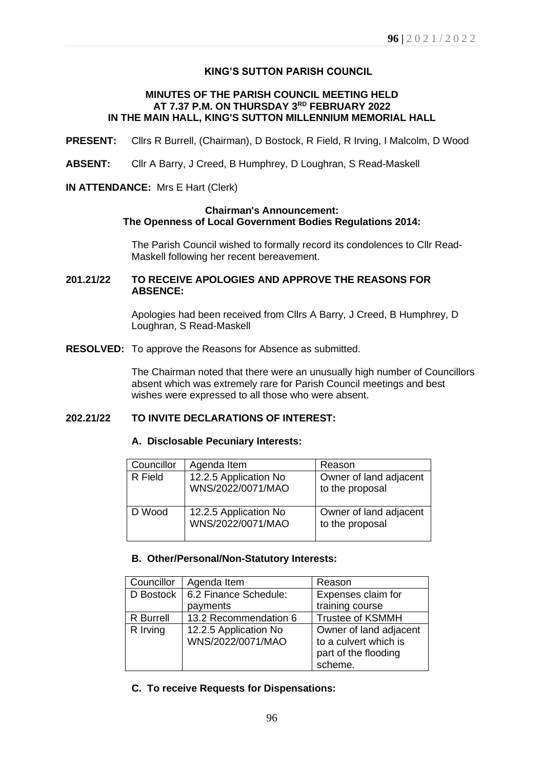**KING'S SUTTON PARISH COUNCIL**

**MINUTES OF THE PARISH COUNCIL MEETING HELD AT 7.37 P.M. ON THURSDAY 3RD FEBRUARY 2022 IN THE MAIN HALL, KING'S SUTTON MILLENNIUM MEMORIAL HALL**

**PRESENT:** Cllrs R Burrell, (Chairman), D Bostock, R Field, R Irving, I Malcolm, D Wood

**ABSENT:** Cllr A Barry, J Creed, B Humphrey, D Loughran, S Read-Maskell

**IN ATTENDANCE:** Mrs E Hart (Clerk)

**Chairman's Announcement:**
**The Openness of Local Government Bodies Regulations 2014:**

The Parish Council wished to formally record its condolences to Cllr Read-Maskell following her recent bereavement.

**201.21/22 TO RECEIVE APOLOGIES AND APPROVE THE REASONS FOR ABSENCE:**

Apologies had been received from Cllrs A Barry, J Creed, B Humphrey, D Loughran, S Read-Maskell

**RESOLVED:** To approve the Reasons for Absence as submitted.

The Chairman noted that there were an unusually high number of Councillors absent which was extremely rare for Parish Council meetings and best wishes were expressed to all those who were absent.

**202.21/22 TO INVITE DECLARATIONS OF INTEREST:**

**A. Disclosable Pecuniary Interests:**

| Councillor | Agenda Item | Reason |
|---|---|---|
| R Field | 12.2.5 Application No WNS/2022/0071/MAO | Owner of land adjacent to the proposal |
| D Wood | 12.2.5 Application No WNS/2022/0071/MAO | Owner of land adjacent to the proposal |

**B. Other/Personal/Non-Statutory Interests:**

| Councillor | Agenda Item | Reason |
|---|---|---|
| D Bostock | 6.2 Finance Schedule: payments | Expenses claim for training course |
| R Burrell | 13.2 Recommendation 6 | Trustee of KSMMH |
| R Irving | 12.2.5 Application No WNS/2022/0071/MAO | Owner of land adjacent to a culvert which is part of the flooding scheme. |

**C. To receive Requests for Dispensations:**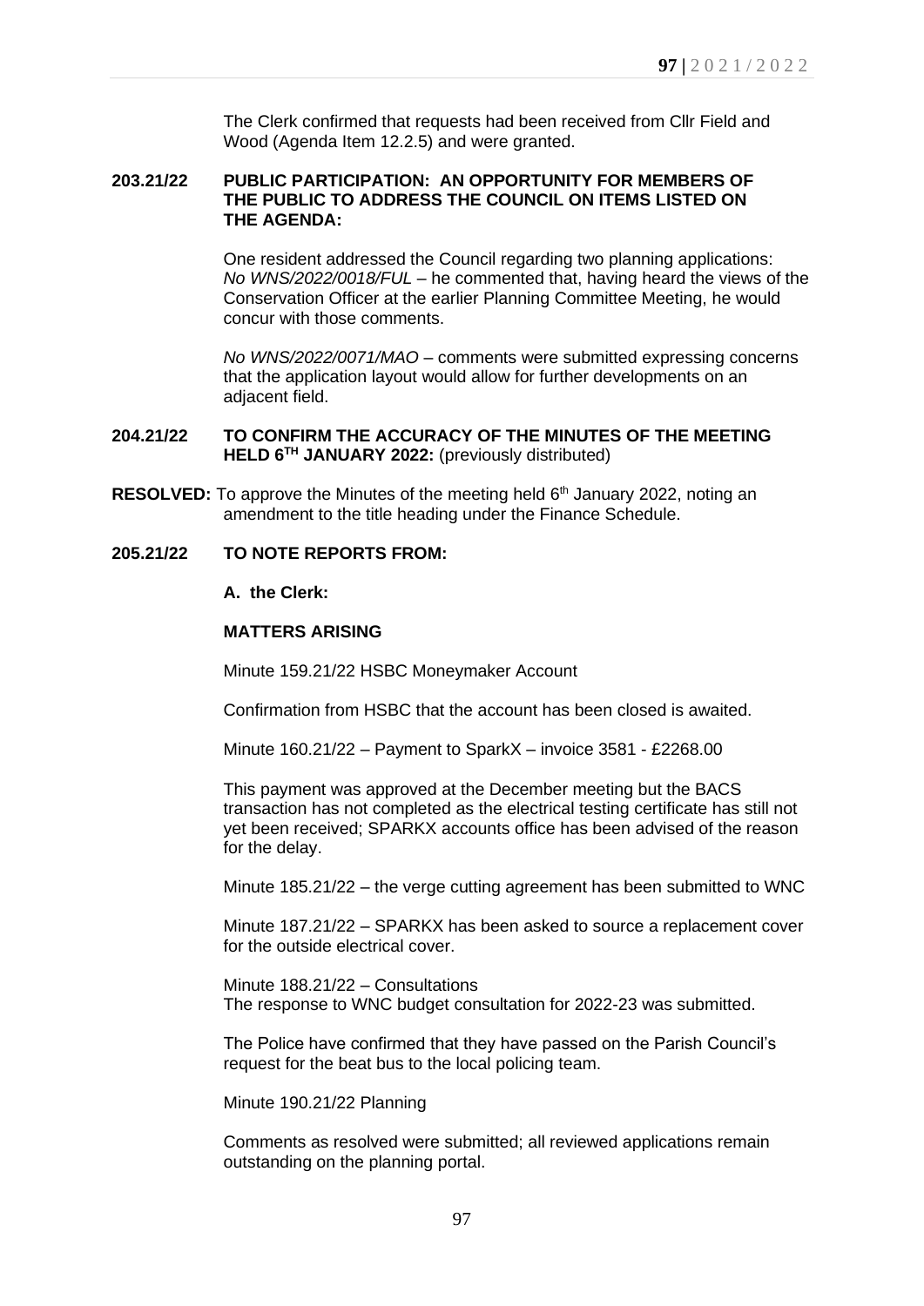The Clerk confirmed that requests had been received from Cllr Field and Wood (Agenda Item 12.2.5) and were granted.

**203.21/22 PUBLIC PARTICIPATION: AN OPPORTUNITY FOR MEMBERS OF THE PUBLIC TO ADDRESS THE COUNCIL ON ITEMS LISTED ON THE AGENDA:**

One resident addressed the Council regarding two planning applications: *No WNS/2022/0018/FUL* – he commented that, having heard the views of the Conservation Officer at the earlier Planning Committee Meeting, he would concur with those comments.

*No WNS/2022/0071/MAO* – comments were submitted expressing concerns that the application layout would allow for further developments on an adjacent field.

**204.21/22 TO CONFIRM THE ACCURACY OF THE MINUTES OF THE MEETING HELD 6TH JANUARY 2022:** (previously distributed)

**RESOLVED:** To approve the Minutes of the meeting held 6th January 2022, noting an amendment to the title heading under the Finance Schedule.

**205.21/22 TO NOTE REPORTS FROM:**

**A. the Clerk:**

**MATTERS ARISING**

Minute 159.21/22 HSBC Moneymaker Account

Confirmation from HSBC that the account has been closed is awaited.

Minute 160.21/22 – Payment to SparkX – invoice 3581 - £2268.00

This payment was approved at the December meeting but the BACS transaction has not completed as the electrical testing certificate has still not yet been received; SPARKX accounts office has been advised of the reason for the delay.

Minute 185.21/22 – the verge cutting agreement has been submitted to WNC

Minute 187.21/22 – SPARKX has been asked to source a replacement cover for the outside electrical cover.

Minute 188.21/22 – Consultations
The response to WNC budget consultation for 2022-23 was submitted.

The Police have confirmed that they have passed on the Parish Council's request for the beat bus to the local policing team.

Minute 190.21/22 Planning

Comments as resolved were submitted; all reviewed applications remain outstanding on the planning portal.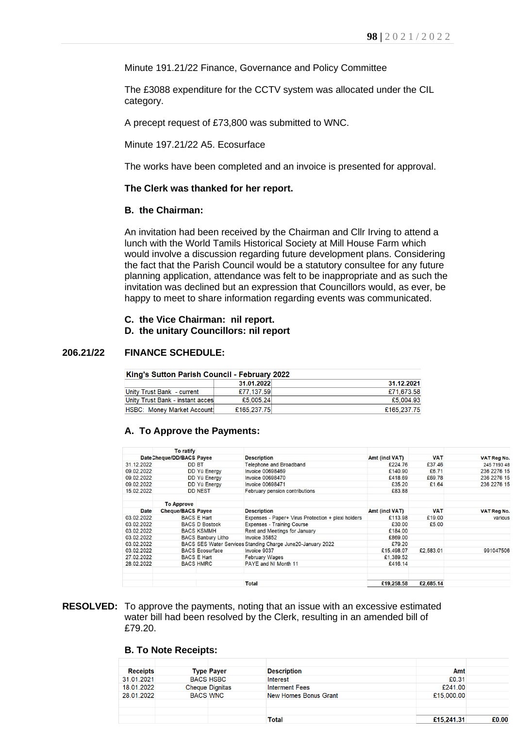Minute 191.21/22 Finance, Governance and Policy Committee

The £3088 expenditure for the CCTV system was allocated under the CIL category.

A precept request of £73,800 was submitted to WNC.

Minute 197.21/22 A5. Ecosurface

The works have been completed and an invoice is presented for approval.

**The Clerk was thanked for her report.**

**B. the Chairman:**

An invitation had been received by the Chairman and Cllr Irving to attend a lunch with the World Tamils Historical Society at Mill House Farm which would involve a discussion regarding future development plans. Considering the fact that the Parish Council would be a statutory consultee for any future planning application, attendance was felt to be inappropriate and as such the invitation was declined but an expression that Councillors would, as ever, be happy to meet to share information regarding events was communicated.

**C. the Vice Chairman: nil report.**

**D. the unitary Councillors: nil report**

**206.21/22 FINANCE SCHEDULE:**

| King's Sutton Parish Council - February 2022 | | |
|---|---|---|
| | 31.01.2022 | 31.12.2021 |
| Unity Trust Bank - current | £77,137.59 | £71,673.58 |
| Unity Trust Bank - instant acces | £5,005.24 | £5,004.93 |
| HSBC: Money Market Account | £165,237.75 | £165,237.75 |

**A. To Approve the Payments:**

| Date | To ratify Cheque/DD/BACS | Payee | Description | Amt (incl VAT) | VAT | VAT Reg No. |
|---|---|---|---|---|---|---|
| 31.12.2022 | DD | BT | Telephone and Broadband | £224.76 | £37.46 | 245 7193 48 |
| 09.02.2022 | DD | Yü Energy | Invoice 00698469 | £140.90 | £6.71 | 236 2276 15 |
| 09.02.2022 | DD | Yü Energy | Invoice 00698470 | £418.69 | £69.78 | 236 2276 15 |
| 09.02.2022 | DD | Yü Energy | Invoice 00698471 | £35.20 | £1.64 | 236 2276 15 |
| 15.02.2022 | DD | NEST | February pension contributions | £83.88 | | |
| | | | | | | |
| | **To Approve** | | | | | |
| **Date** | **Cheque/BACS** | **Payee** | **Description** | **Amt (incl VAT)** | **VAT** | **VAT Reg No.** |
| 03.02.2022 | BACS | E Hart | Expenses - Paper+ Virus Protection + plexi holders | £113.98 | £19.00 | various |
| 03.02.2022 | BACS | D Bostock | Expenses - Training Course | £30.00 | £5.00 | |
| 03.02.2022 | BACS | KSMMH | Rent and Meetings for January | £184.00 | | |
| 03.02.2022 | BACS | Banbury Litho | Invoice 35852 | £869.00 | | |
| 03.02.2022 | BACS | SES Water Services | Standing Charge June20-January 2022 | £79.20 | | |
| 03.02.2022 | BACS | Ecosurface | Invoice 9037 | £15,498.07 | £2,583.01 | 991047506 |
| 27.02.2022 | BACS | E Hart | February Wages | £1,389.52 | | |
| 28.02.2022 | BACS | HMRC | PAYE and NI Month 11 | £416.14 | | |
| | | | | | | |
| | | | **Total** | **£19,258.58** | **£2,685.14** | |

**RESOLVED:** To approve the payments, noting that an issue with an excessive estimated water bill had been resolved by the Clerk, resulting in an amended bill of £79.20.

**B. To Note Receipts:**

| Receipts | Type | Payer | Description | Amt | |
|---|---|---|---|---|---|
| 31.01.2021 | BACS | HSBC | Interest | £0.31 | |
| 18.01.2022 | Cheque | Dignitas | Interment Fees | £241.00 | |
| 28.01.2022 | BACS | WNC | New Homes Bonus Grant | £15,000.00 | |
| | | | | | |
| | | | **Total** | **£15,241.31** | **£0.00** |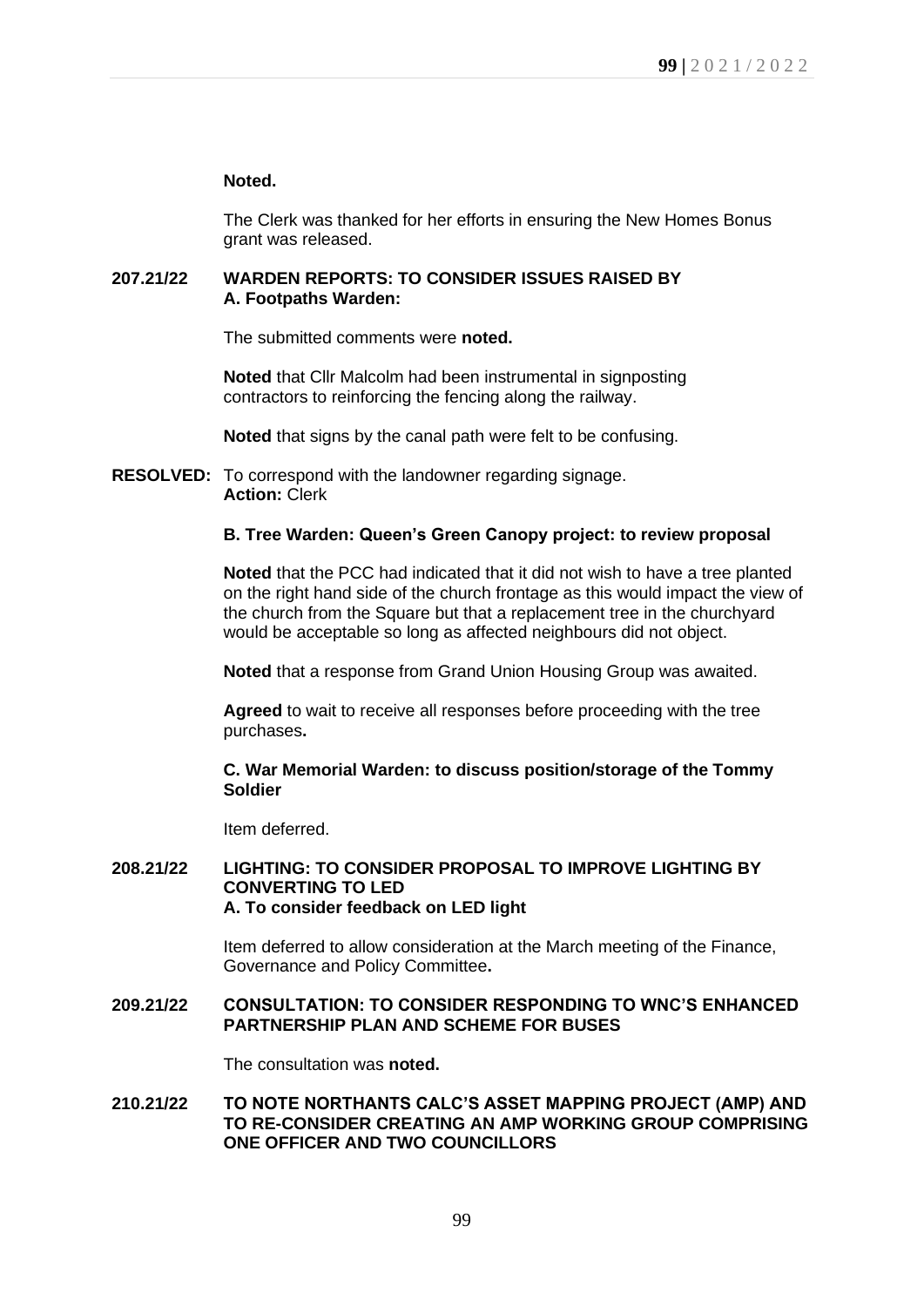**Noted.**

The Clerk was thanked for her efforts in ensuring the New Homes Bonus grant was released.

**207.21/22 WARDEN REPORTS: TO CONSIDER ISSUES RAISED BY**
**A. Footpaths Warden:**

The submitted comments were **noted.**

**Noted** that Cllr Malcolm had been instrumental in signposting contractors to reinforcing the fencing along the railway.

**Noted** that signs by the canal path were felt to be confusing.

**RESOLVED:** To correspond with the landowner regarding signage.
**Action:** Clerk

**B. Tree Warden: Queen's Green Canopy project: to review proposal**

**Noted** that the PCC had indicated that it did not wish to have a tree planted on the right hand side of the church frontage as this would impact the view of the church from the Square but that a replacement tree in the churchyard would be acceptable so long as affected neighbours did not object.

**Noted** that a response from Grand Union Housing Group was awaited.

**Agreed** to wait to receive all responses before proceeding with the tree purchases**.**

**C. War Memorial Warden: to discuss position/storage of the Tommy Soldier**

Item deferred.

**208.21/22 LIGHTING: TO CONSIDER PROPOSAL TO IMPROVE LIGHTING BY CONVERTING TO LED**
**A. To consider feedback on LED light**

Item deferred to allow consideration at the March meeting of the Finance, Governance and Policy Committee**.**

**209.21/22 CONSULTATION: TO CONSIDER RESPONDING TO WNC'S ENHANCED PARTNERSHIP PLAN AND SCHEME FOR BUSES**

The consultation was **noted.**

**210.21/22 TO NOTE NORTHANTS CALC'S ASSET MAPPING PROJECT (AMP) AND TO RE-CONSIDER CREATING AN AMP WORKING GROUP COMPRISING ONE OFFICER AND TWO COUNCILLORS**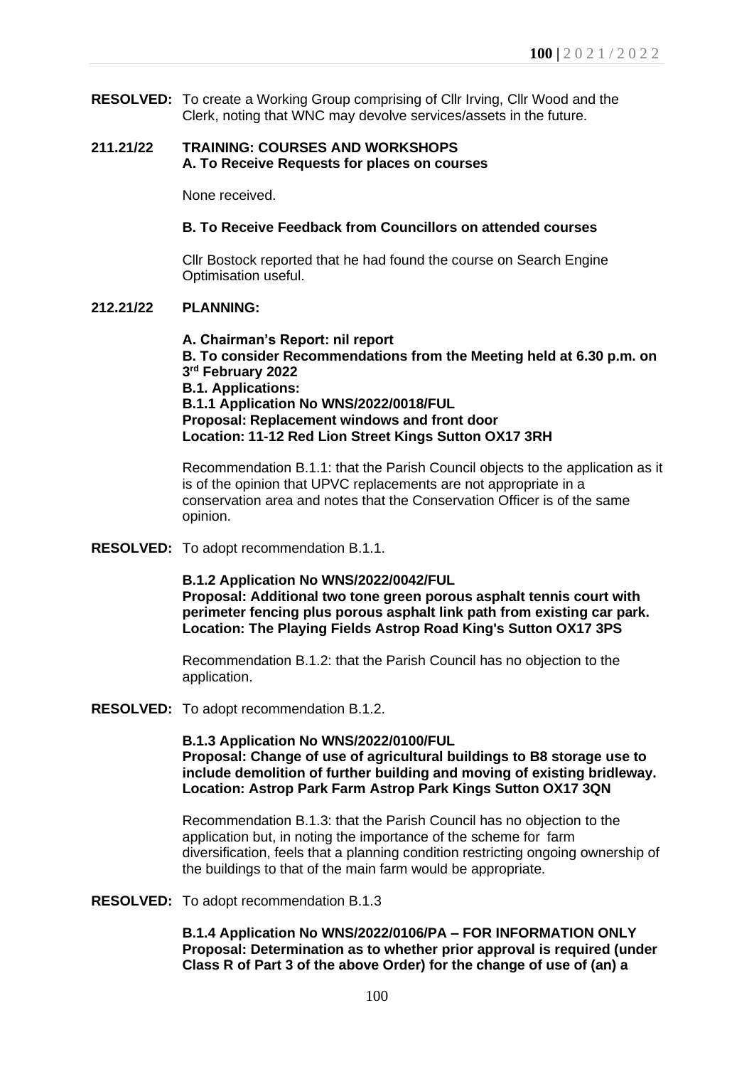**RESOLVED:** To create a Working Group comprising of Cllr Irving, Cllr Wood and the Clerk, noting that WNC may devolve services/assets in the future.

## 211.21/22 TRAINING: COURSES AND WORKSHOPS

### A. To Receive Requests for places on courses

None received.

### B. To Receive Feedback from Councillors on attended courses

Cllr Bostock reported that he had found the course on Search Engine Optimisation useful.

## 212.21/22 PLANNING:

**A. Chairman's Report: nil report**

**B. To consider Recommendations from the Meeting held at 6.30 p.m. on 3rd February 2022**

**B.1. Applications:**

**B.1.1 Application No WNS/2022/0018/FUL**
**Proposal: Replacement windows and front door**
**Location: 11-12 Red Lion Street Kings Sutton OX17 3RH**

Recommendation B.1.1: that the Parish Council objects to the application as it is of the opinion that UPVC replacements are not appropriate in a conservation area and notes that the Conservation Officer is of the same opinion.

**RESOLVED:** To adopt recommendation B.1.1.

**B.1.2 Application No WNS/2022/0042/FUL**
**Proposal: Additional two tone green porous asphalt tennis court with perimeter fencing plus porous asphalt link path from existing car park.**
**Location: The Playing Fields Astrop Road King's Sutton OX17 3PS**

Recommendation B.1.2: that the Parish Council has no objection to the application.

**RESOLVED:** To adopt recommendation B.1.2.

**B.1.3 Application No WNS/2022/0100/FUL**
**Proposal: Change of use of agricultural buildings to B8 storage use to include demolition of further building and moving of existing bridleway.**
**Location: Astrop Park Farm Astrop Park Kings Sutton OX17 3QN**

Recommendation B.1.3: that the Parish Council has no objection to the application but, in noting the importance of the scheme for farm diversification, feels that a planning condition restricting ongoing ownership of the buildings to that of the main farm would be appropriate.

**RESOLVED:** To adopt recommendation B.1.3

**B.1.4 Application No WNS/2022/0106/PA – FOR INFORMATION ONLY**
**Proposal: Determination as to whether prior approval is required (under Class R of Part 3 of the above Order) for the change of use of (an) a**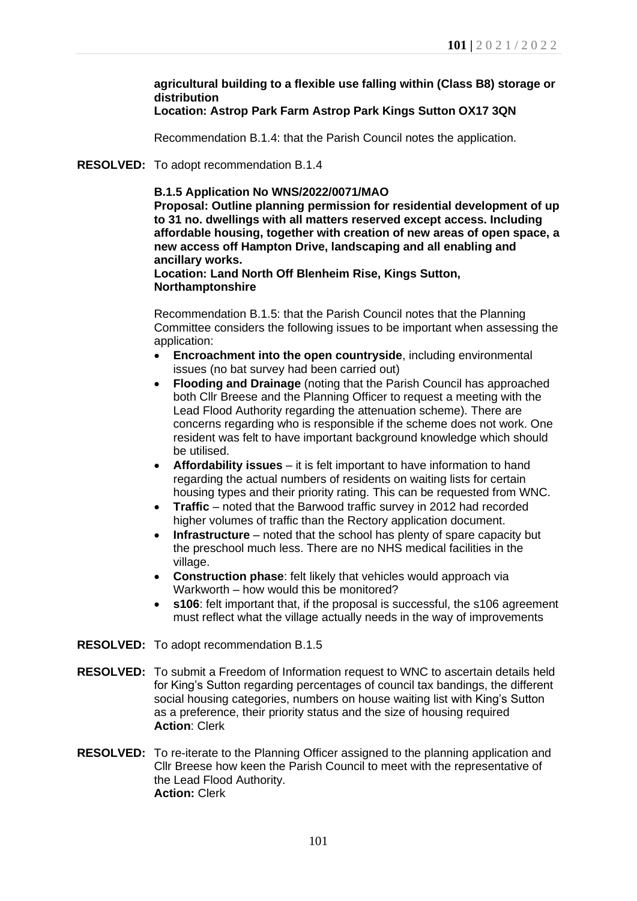**agricultural building to a flexible use falling within (Class B8) storage or distribution**
**Location: Astrop Park Farm Astrop Park Kings Sutton OX17 3QN**

Recommendation B.1.4: that the Parish Council notes the application.

**RESOLVED:** To adopt recommendation B.1.4

**B.1.5 Application No WNS/2022/0071/MAO**
**Proposal: Outline planning permission for residential development of up to 31 no. dwellings with all matters reserved except access. Including affordable housing, together with creation of new areas of open space, a new access off Hampton Drive, landscaping and all enabling and ancillary works.**
**Location: Land North Off Blenheim Rise, Kings Sutton, Northamptonshire**

Recommendation B.1.5: that the Parish Council notes that the Planning Committee considers the following issues to be important when assessing the application:

- **Encroachment into the open countryside**, including environmental issues (no bat survey had been carried out)
- **Flooding and Drainage** (noting that the Parish Council has approached both Cllr Breese and the Planning Officer to request a meeting with the Lead Flood Authority regarding the attenuation scheme). There are concerns regarding who is responsible if the scheme does not work. One resident was felt to have important background knowledge which should be utilised.
- **Affordability issues** – it is felt important to have information to hand regarding the actual numbers of residents on waiting lists for certain housing types and their priority rating. This can be requested from WNC.
- **Traffic** – noted that the Barwood traffic survey in 2012 had recorded higher volumes of traffic than the Rectory application document.
- **Infrastructure** – noted that the school has plenty of spare capacity but the preschool much less. There are no NHS medical facilities in the village.
- **Construction phase**: felt likely that vehicles would approach via Warkworth – how would this be monitored?
- **s106**: felt important that, if the proposal is successful, the s106 agreement must reflect what the village actually needs in the way of improvements

**RESOLVED:** To adopt recommendation B.1.5

**RESOLVED:** To submit a Freedom of Information request to WNC to ascertain details held for King's Sutton regarding percentages of council tax bandings, the different social housing categories, numbers on house waiting list with King's Sutton as a preference, their priority status and the size of housing required
**Action**: Clerk

**RESOLVED:** To re-iterate to the Planning Officer assigned to the planning application and Cllr Breese how keen the Parish Council to meet with the representative of the Lead Flood Authority.
**Action:** Clerk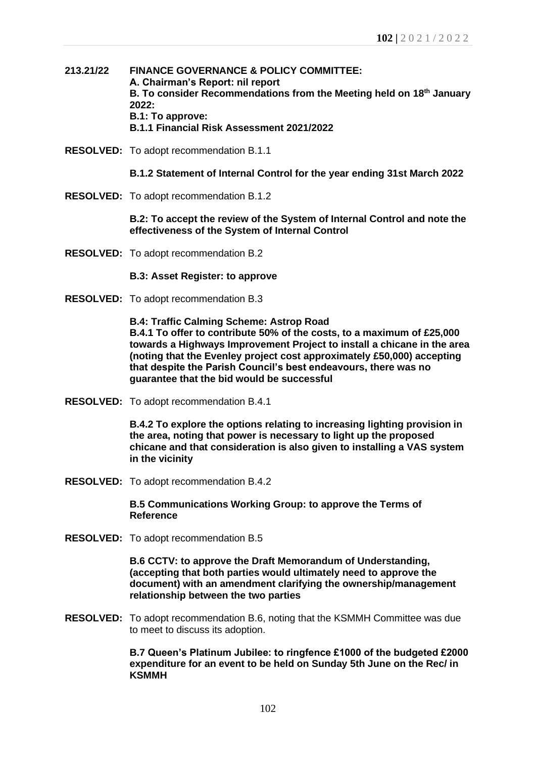**213.21/22 FINANCE GOVERNANCE & POLICY COMMITTEE:**
**A. Chairman's Report: nil report**
**B. To consider Recommendations from the Meeting held on 18th January 2022:**
**B.1: To approve:**
**B.1.1 Financial Risk Assessment 2021/2022**

**RESOLVED:** To adopt recommendation B.1.1

**B.1.2 Statement of Internal Control for the year ending 31st March 2022**

**RESOLVED:** To adopt recommendation B.1.2

**B.2: To accept the review of the System of Internal Control and note the effectiveness of the System of Internal Control**

**RESOLVED:** To adopt recommendation B.2

**B.3: Asset Register: to approve**

**RESOLVED:** To adopt recommendation B.3

**B.4: Traffic Calming Scheme: Astrop Road**
**B.4.1 To offer to contribute 50% of the costs, to a maximum of £25,000 towards a Highways Improvement Project to install a chicane in the area (noting that the Evenley project cost approximately £50,000) accepting that despite the Parish Council's best endeavours, there was no guarantee that the bid would be successful**

**RESOLVED:** To adopt recommendation B.4.1

**B.4.2 To explore the options relating to increasing lighting provision in the area, noting that power is necessary to light up the proposed chicane and that consideration is also given to installing a VAS system in the vicinity**

**RESOLVED:** To adopt recommendation B.4.2

**B.5 Communications Working Group: to approve the Terms of Reference**

**RESOLVED:** To adopt recommendation B.5

**B.6 CCTV: to approve the Draft Memorandum of Understanding, (accepting that both parties would ultimately need to approve the document) with an amendment clarifying the ownership/management relationship between the two parties**

**RESOLVED:** To adopt recommendation B.6, noting that the KSMMH Committee was due to meet to discuss its adoption.

**B.7 Queen's Platinum Jubilee: to ringfence £1000 of the budgeted £2000 expenditure for an event to be held on Sunday 5th June on the Rec/ in KSMMH**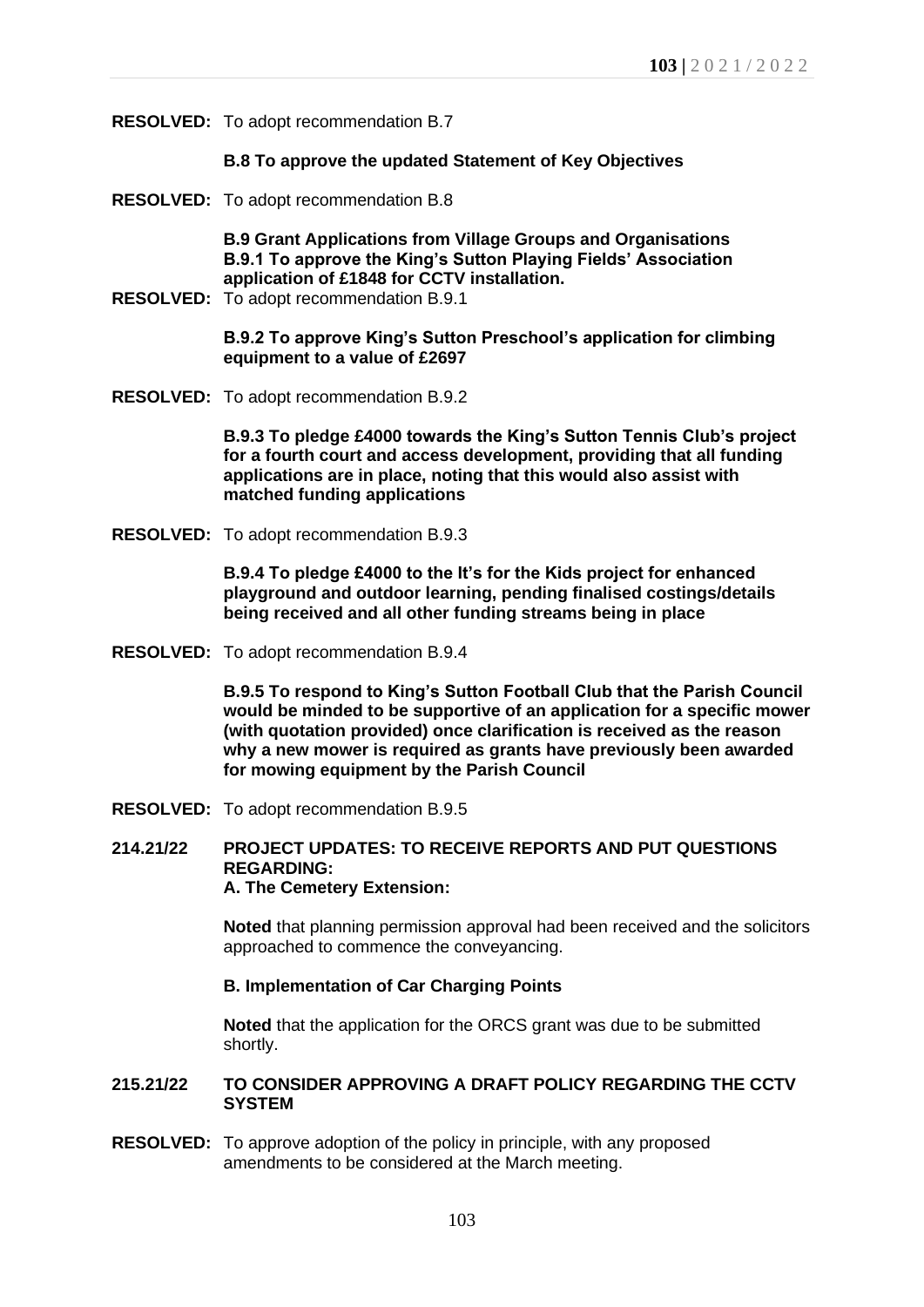**RESOLVED:** To adopt recommendation B.7

**B.8 To approve the updated Statement of Key Objectives**

**RESOLVED:** To adopt recommendation B.8

**B.9 Grant Applications from Village Groups and Organisations**
**B.9.1 To approve the King's Sutton Playing Fields' Association application of £1848 for CCTV installation.**

**RESOLVED:** To adopt recommendation B.9.1

**B.9.2 To approve King's Sutton Preschool's application for climbing equipment to a value of £2697**

**RESOLVED:** To adopt recommendation B.9.2

**B.9.3 To pledge £4000 towards the King's Sutton Tennis Club's project for a fourth court and access development, providing that all funding applications are in place, noting that this would also assist with matched funding applications**

**RESOLVED:** To adopt recommendation B.9.3

**B.9.4 To pledge £4000 to the It's for the Kids project for enhanced playground and outdoor learning, pending finalised costings/details being received and all other funding streams being in place**

**RESOLVED:** To adopt recommendation B.9.4

**B.9.5 To respond to King's Sutton Football Club that the Parish Council would be minded to be supportive of an application for a specific mower (with quotation provided) once clarification is received as the reason why a new mower is required as grants have previously been awarded for mowing equipment by the Parish Council**

**RESOLVED:** To adopt recommendation B.9.5

## 214.21/22 PROJECT UPDATES: TO RECEIVE REPORTS AND PUT QUESTIONS REGARDING:

**A. The Cemetery Extension:**

**Noted** that planning permission approval had been received and the solicitors approached to commence the conveyancing.

**B. Implementation of Car Charging Points**

**Noted** that the application for the ORCS grant was due to be submitted shortly.

## 215.21/22 TO CONSIDER APPROVING A DRAFT POLICY REGARDING THE CCTV SYSTEM

**RESOLVED:** To approve adoption of the policy in principle, with any proposed amendments to be considered at the March meeting.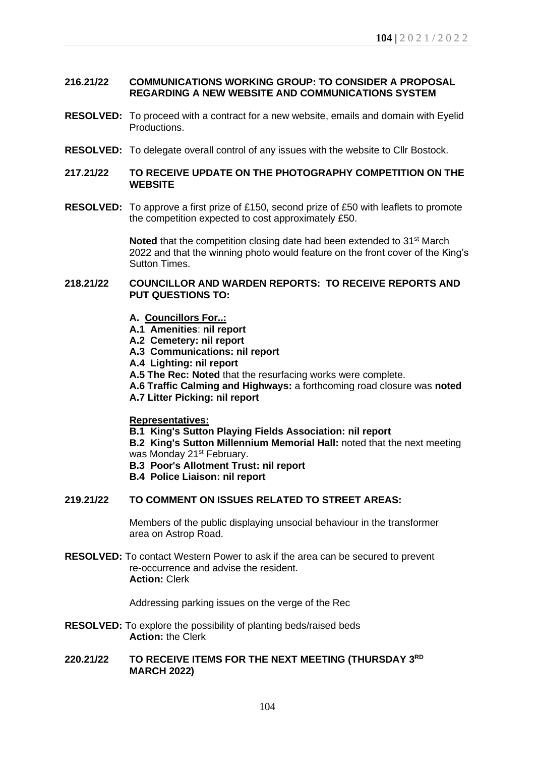**216.21/22 COMMUNICATIONS WORKING GROUP: TO CONSIDER A PROPOSAL REGARDING A NEW WEBSITE AND COMMUNICATIONS SYSTEM**

**RESOLVED:** To proceed with a contract for a new website, emails and domain with Eyelid Productions.

**RESOLVED:** To delegate overall control of any issues with the website to Cllr Bostock.

**217.21/22 TO RECEIVE UPDATE ON THE PHOTOGRAPHY COMPETITION ON THE WEBSITE**

**RESOLVED:** To approve a first prize of £150, second prize of £50 with leaflets to promote the competition expected to cost approximately £50.

**Noted** that the competition closing date had been extended to 31st March 2022 and that the winning photo would feature on the front cover of the King's Sutton Times.

**218.21/22 COUNCILLOR AND WARDEN REPORTS: TO RECEIVE REPORTS AND PUT QUESTIONS TO:**

**A. Councillors For..:**

**A.1 Amenities**: **nil report**
**A.2 Cemetery: nil report**
**A.3 Communications: nil report**
**A.4 Lighting: nil report**
**A.5 The Rec: Noted** that the resurfacing works were complete.
**A.6 Traffic Calming and Highways:** a forthcoming road closure was **noted**
**A.7 Litter Picking: nil report**

**Representatives:**

**B.1 King's Sutton Playing Fields Association: nil report**
**B.2 King's Sutton Millennium Memorial Hall:** noted that the next meeting was Monday 21st February.
**B.3 Poor's Allotment Trust: nil report**
**B.4 Police Liaison: nil report**

**219.21/22 TO COMMENT ON ISSUES RELATED TO STREET AREAS:**

Members of the public displaying unsocial behaviour in the transformer area on Astrop Road.

**RESOLVED:** To contact Western Power to ask if the area can be secured to prevent re-occurrence and advise the resident.
**Action:** Clerk

Addressing parking issues on the verge of the Rec

**RESOLVED:** To explore the possibility of planting beds/raised beds
**Action:** the Clerk

**220.21/22 TO RECEIVE ITEMS FOR THE NEXT MEETING (THURSDAY 3RD MARCH 2022)**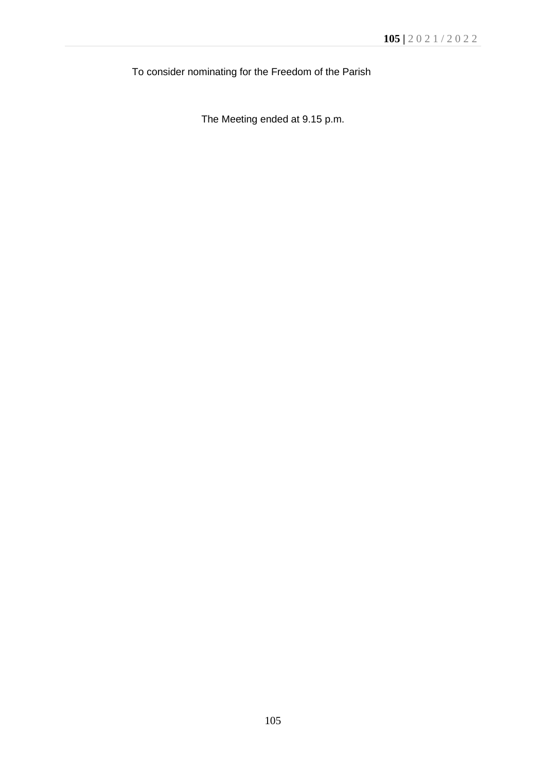To consider nominating for the Freedom of the Parish

The Meeting ended at 9.15 p.m.